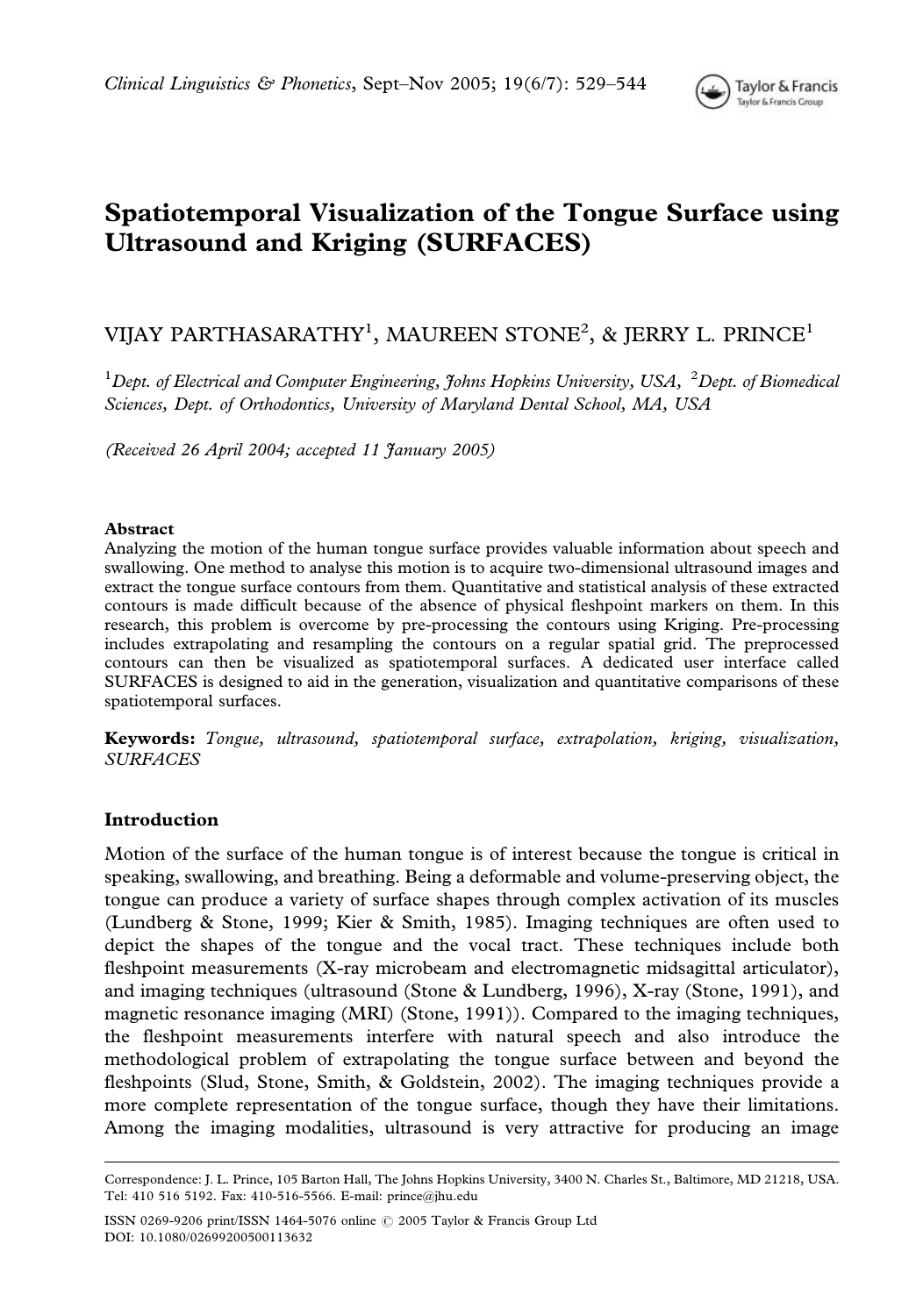# Spatiotemporal Visualization of the Tongue Surface using Ultrasound and Kriging (SURFACES)

VIJAY PARTHASARATHY[1], MAUREEN STONE[2], & JERRY L. PRINCE[1]

[1]*Dept. of Electrical and Computer Engineering, Johns Hopkins University, USA,* [2]*Dept. of Biomedical Sciences, Dept. of Orthodontics, University of Maryland Dental School, MA, USA*

*(Received 26 April 2004; accepted 11 January 2005)*

### Abstract

Analyzing the motion of the human tongue surface provides valuable information about speech and swallowing. One method to analyse this motion is to acquire two-dimensional ultrasound images and extract the tongue surface contours from them. Quantitative and statistical analysis of these extracted contours is made difficult because of the absence of physical fleshpoint markers on them. In this research, this problem is overcome by pre-processing the contours using Kriging. Pre-processing includes extrapolating and resampling the contours on a regular spatial grid. The preprocessed contours can then be visualized as spatiotemporal surfaces. A dedicated user interface called SURFACES is designed to aid in the generation, visualization and quantitative comparisons of these spatiotemporal surfaces.

**Keywords:** *Tongue, ultrasound, spatiotemporal surface, extrapolation, kriging, visualization, SURFACES*

## Introduction

Motion of the surface of the human tongue is of interest because the tongue is critical in speaking, swallowing, and breathing. Being a deformable and volume-preserving object, the tongue can produce a variety of surface shapes through complex activation of its muscles (Lundberg & Stone, 1999; Kier & Smith, 1985). Imaging techniques are often used to depict the shapes of the tongue and the vocal tract. These techniques include both fleshpoint measurements (X-ray microbeam and electromagnetic midsaggital articulator), and imaging techniques (ultrasound (Stone & Lundberg, 1996), X-ray (Stone, 1991), and magnetic resonance imaging (MRI) (Stone, 1991)). Compared to the imaging techniques, the fleshpoint measurements interfere with natural speech and also introduce the methodological problem of extrapolating the tongue surface between and beyond the fleshpoints (Slud, Stone, Smith, & Goldstein, 2002). The imaging techniques provide a more complete representation of the tongue surface, though they have their limitations. Among the imaging modalities, ultrasound is very attractive for producing an image

Correspondence: J. L. Prince, 105 Barton Hall, The Johns Hopkins University, 3400 N. Charles St., Baltimore, MD 21218, USA. Tel: 410 516 5192. Fax: 410-516-5566. E-mail: prince@jhu.edu

ISSN 0269-9206 print/ISSN 1464-5076 online © 2005 Taylor & Francis Group Ltd
DOI: 10.1080/02699200500113632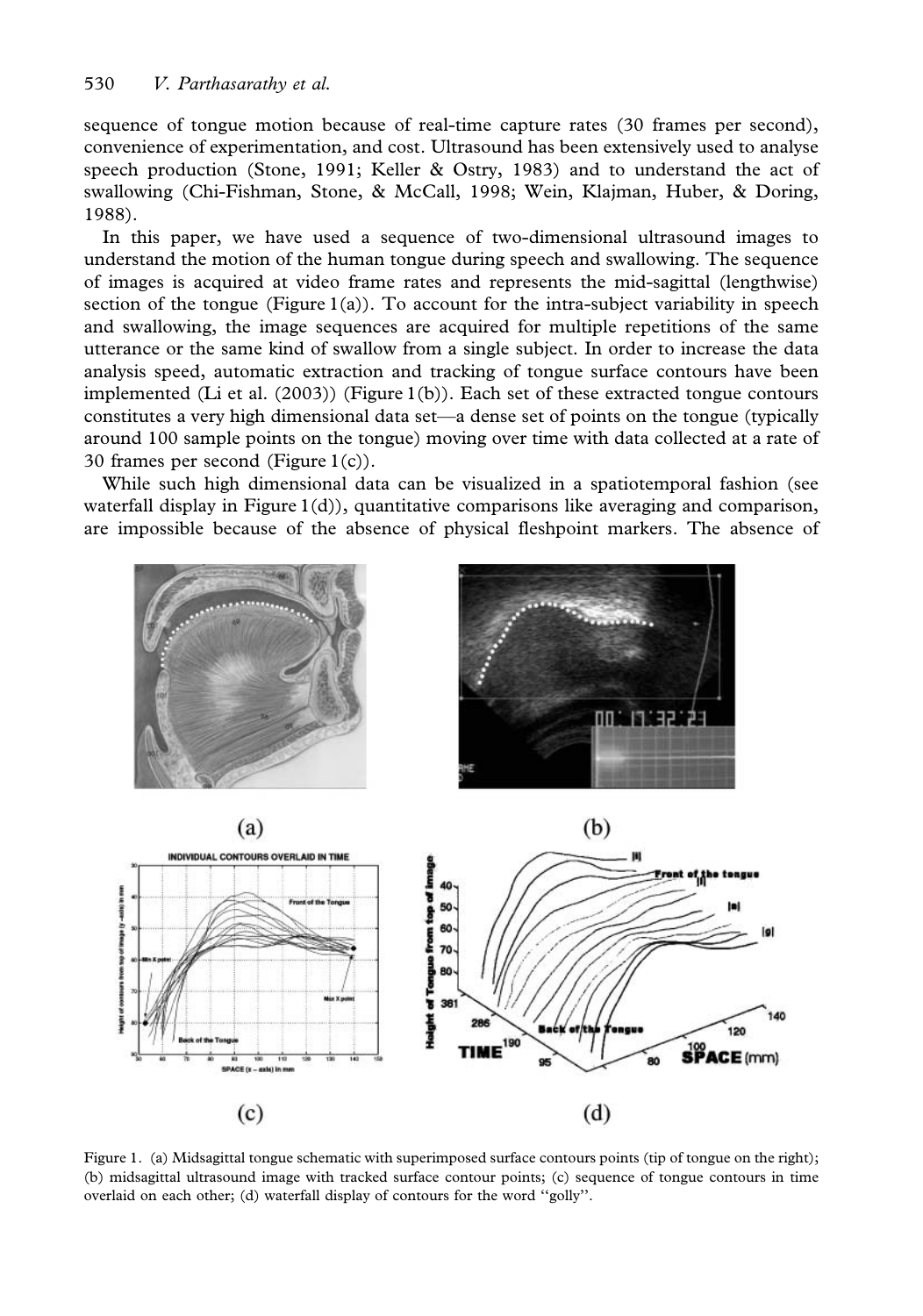sequence of tongue motion because of real-time capture rates (30 frames per second), convenience of experimentation, and cost. Ultrasound has been extensively used to analyse speech production (Stone, 1991; Keller & Ostry, 1983) and to understand the act of swallowing (Chi-Fishman, Stone, & McCall, 1998; Wein, Klajman, Huber, & Doring, 1988).

In this paper, we have used a sequence of two-dimensional ultrasound images to understand the motion of the human tongue during speech and swallowing. The sequence of images is acquired at video frame rates and represents the mid-sagittal (lengthwise) section of the tongue (Figure 1(a)). To account for the intra-subject variability in speech and swallowing, the image sequences are acquired for multiple repetitions of the same utterance or the same kind of swallow from a single subject. In order to increase the data analysis speed, automatic extraction and tracking of tongue surface contours have been implemented (Li et al. (2003)) (Figure 1(b)). Each set of these extracted tongue contours constitutes a very high dimensional data set—a dense set of points on the tongue (typically around 100 sample points on the tongue) moving over time with data collected at a rate of 30 frames per second (Figure 1(c)).

While such high dimensional data can be visualized in a spatiotemporal fashion (see waterfall display in Figure 1(d)), quantitative comparisons like averaging and comparison, are impossible because of the absence of physical fleshpoint markers. The absence of

Figure 1. (a) Midsagittal tongue schematic with superimposed surface contours points (tip of tongue on the right); (b) midsagittal ultrasound image with tracked surface contour points; (c) sequence of tongue contours in time overlaid on each other; (d) waterfall display of contours for the word "golly".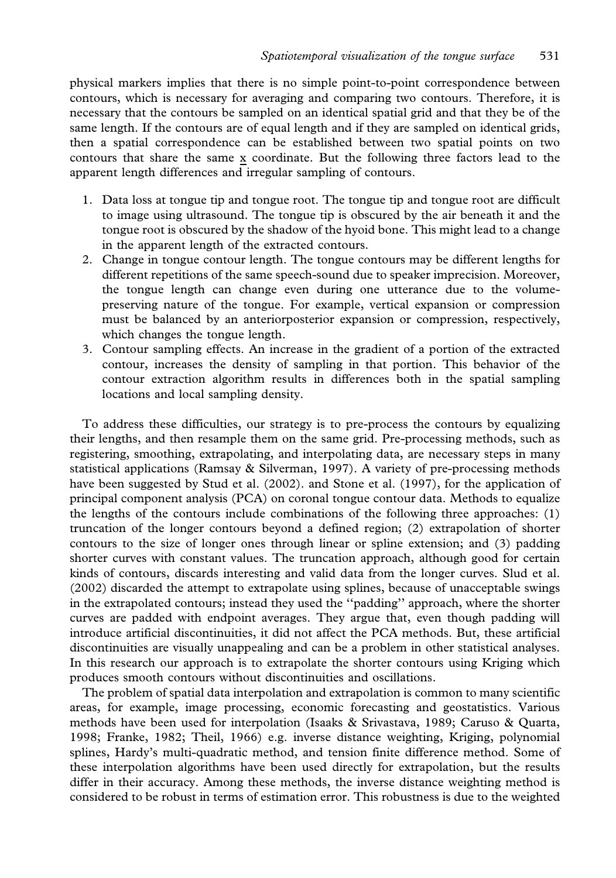physical markers implies that there is no simple point-to-point correspondence between contours, which is necessary for averaging and comparing two contours. Therefore, it is necessary that the contours be sampled on an identical spatial grid and that they be of the same length. If the contours are of equal length and if they are sampled on identical grids, then a spatial correspondence can be established between two spatial points on two contours that share the same $\underline{x}$ coordinate. But the following three factors lead to the apparent length differences and irregular sampling of contours.

1. Data loss at tongue tip and tongue root. The tongue tip and tongue root are difficult to image using ultrasound. The tongue tip is obscured by the air beneath it and the tongue root is obscured by the shadow of the hyoid bone. This might lead to a change in the apparent length of the extracted contours.
2. Change in tongue contour length. The tongue contours may be different lengths for different repetitions of the same speech-sound due to speaker imprecision. Moreover, the tongue length can change even during one utterance due to the volume-preserving nature of the tongue. For example, vertical expansion or compression must be balanced by an anteriorposterior expansion or compression, respectively, which changes the tongue length.
3. Contour sampling effects. An increase in the gradient of a portion of the extracted contour, increases the density of sampling in that portion. This behavior of the contour extraction algorithm results in differences both in the spatial sampling locations and local sampling density.

To address these difficulties, our strategy is to pre-process the contours by equalizing their lengths, and then resample them on the same grid. Pre-processing methods, such as registering, smoothing, extrapolating, and interpolating data, are necessary steps in many statistical applications (Ramsay & Silverman, 1997). A variety of pre-processing methods have been suggested by Stud et al. (2002). and Stone et al. (1997), for the application of principal component analysis (PCA) on coronal tongue contour data. Methods to equalize the lengths of the contours include combinations of the following three approaches: (1) truncation of the longer contours beyond a defined region; (2) extrapolation of shorter contours to the size of longer ones through linear or spline extension; and (3) padding shorter curves with constant values. The truncation approach, although good for certain kinds of contours, discards interesting and valid data from the longer curves. Slud et al. (2002) discarded the attempt to extrapolate using splines, because of unacceptable swings in the extrapolated contours; instead they used the "padding" approach, where the shorter curves are padded with endpoint averages. They argue that, even though padding will introduce artificial discontinuities, it did not affect the PCA methods. But, these artificial discontinuities are visually unappealing and can be a problem in other statistical analyses. In this research our approach is to extrapolate the shorter contours using Kriging which produces smooth contours without discontinuities and oscillations.

The problem of spatial data interpolation and extrapolation is common to many scientific areas, for example, image processing, economic forecasting and geostatistics. Various methods have been used for interpolation (Isaaks & Srivastava, 1989; Caruso & Quarta, 1998; Franke, 1982; Theil, 1966) e.g. inverse distance weighting, Kriging, polynomial splines, Hardy's multi-quadratic method, and tension finite difference method. Some of these interpolation algorithms have been used directly for extrapolation, but the results differ in their accuracy. Among these methods, the inverse distance weighting method is considered to be robust in terms of estimation error. This robustness is due to the weighted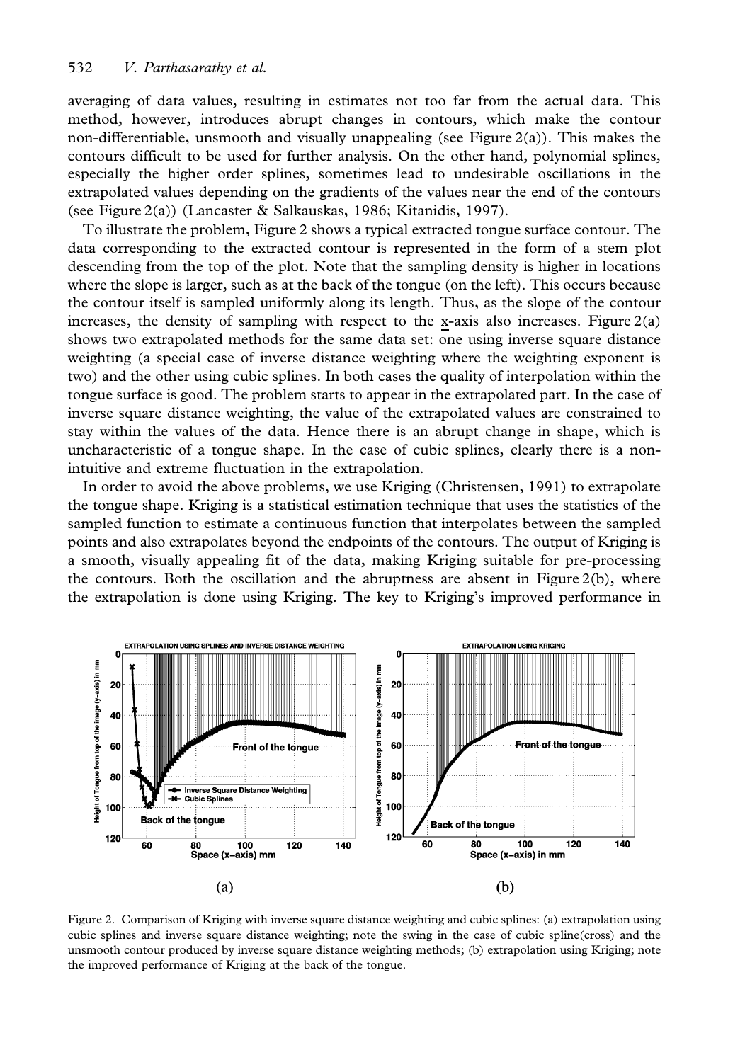averaging of data values, resulting in estimates not too far from the actual data. This method, however, introduces abrupt changes in contours, which make the contour non-differentiable, unsmooth and visually unappealing (see Figure 2(a)). This makes the contours difficult to be used for further analysis. On the other hand, polynomial splines, especially the higher order splines, sometimes lead to undesirable oscillations in the extrapolated values depending on the gradients of the values near the end of the contours (see Figure 2(a)) (Lancaster & Salkauskas, 1986; Kitanidis, 1997).

To illustrate the problem, Figure 2 shows a typical extracted tongue surface contour. The data corresponding to the extracted contour is represented in the form of a stem plot descending from the top of the plot. Note that the sampling density is higher in locations where the slope is larger, such as at the back of the tongue (on the left). This occurs because the contour itself is sampled uniformly along its length. Thus, as the slope of the contour increases, the density of sampling with respect to the x-axis also increases. Figure 2(a) shows two extrapolated methods for the same data set: one using inverse square distance weighting (a special case of inverse distance weighting where the weighting exponent is two) and the other using cubic splines. In both cases the quality of interpolation within the tongue surface is good. The problem starts to appear in the extrapolated part. In the case of inverse square distance weighting, the value of the extrapolated values are constrained to stay within the values of the data. Hence there is an abrupt change in shape, which is uncharacteristic of a tongue shape. In the case of cubic splines, clearly there is a non-intuitive and extreme fluctuation in the extrapolation.

In order to avoid the above problems, we use Kriging (Christensen, 1991) to extrapolate the tongue shape. Kriging is a statistical estimation technique that uses the statistics of the sampled function to estimate a continuous function that interpolates between the sampled points and also extrapolates beyond the endpoints of the contours. The output of Kriging is a smooth, visually appealing fit of the data, making Kriging suitable for pre-processing the contours. Both the oscillation and the abruptness are absent in Figure 2(b), where the extrapolation is done using Kriging. The key to Kriging's improved performance in

(a)

(b)

Figure 2. Comparison of Kriging with inverse square distance weighting and cubic splines: (a) extrapolation using cubic splines and inverse square distance weighting; note the swing in the case of cubic spline(cross) and the unsmooth contour produced by inverse square distance weighting methods; (b) extrapolation using Kriging; note the improved performance of Kriging at the back of the tongue.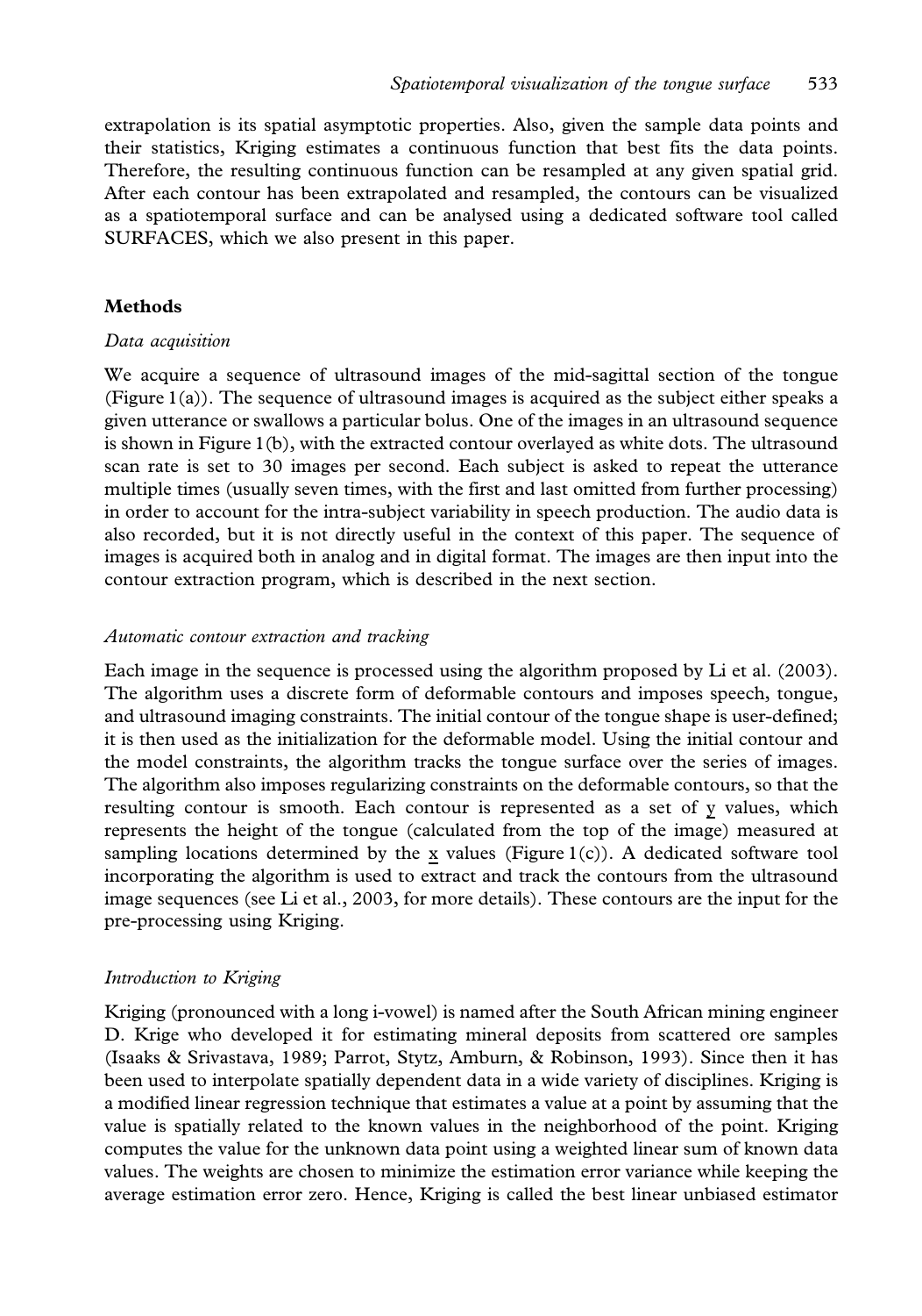extrapolation is its spatial asymptotic properties. Also, given the sample data points and their statistics, Kriging estimates a continuous function that best fits the data points. Therefore, the resulting continuous function can be resampled at any given spatial grid. After each contour has been extrapolated and resampled, the contours can be visualized as a spatiotemporal surface and can be analysed using a dedicated software tool called SURFACES, which we also present in this paper.

## Methods

### *Data acquisition*

We acquire a sequence of ultrasound images of the mid-sagittal section of the tongue (Figure 1(a)). The sequence of ultrasound images is acquired as the subject either speaks a given utterance or swallows a particular bolus. One of the images in an ultrasound sequence is shown in Figure 1(b), with the extracted contour overlayed as white dots. The ultrasound scan rate is set to 30 images per second. Each subject is asked to repeat the utterance multiple times (usually seven times, with the first and last omitted from further processing) in order to account for the intra-subject variability in speech production. The audio data is also recorded, but it is not directly useful in the context of this paper. The sequence of images is acquired both in analog and in digital format. The images are then input into the contour extraction program, which is described in the next section.

### *Automatic contour extraction and tracking*

Each image in the sequence is processed using the algorithm proposed by Li et al. (2003). The algorithm uses a discrete form of deformable contours and imposes speech, tongue, and ultrasound imaging constraints. The initial contour of the tongue shape is user-defined; it is then used as the initialization for the deformable model. Using the initial contour and the model constraints, the algorithm tracks the tongue surface over the series of images. The algorithm also imposes regularizing constraints on the deformable contours, so that the resulting contour is smooth. Each contour is represented as a set of $\underline{y}$ values, which represents the height of the tongue (calculated from the top of the image) measured at sampling locations determined by the $\underline{x}$ values (Figure 1(c)). A dedicated software tool incorporating the algorithm is used to extract and track the contours from the ultrasound image sequences (see Li et al., 2003, for more details). These contours are the input for the pre-processing using Kriging.

### *Introduction to Kriging*

Kriging (pronounced with a long i-vowel) is named after the South African mining engineer D. Krige who developed it for estimating mineral deposits from scattered ore samples (Isaaks & Srivastava, 1989; Parrot, Stytz, Amburn, & Robinson, 1993). Since then it has been used to interpolate spatially dependent data in a wide variety of disciplines. Kriging is a modified linear regression technique that estimates a value at a point by assuming that the value is spatially related to the known values in the neighborhood of the point. Kriging computes the value for the unknown data point using a weighted linear sum of known data values. The weights are chosen to minimize the estimation error variance while keeping the average estimation error zero. Hence, Kriging is called the best linear unbiased estimator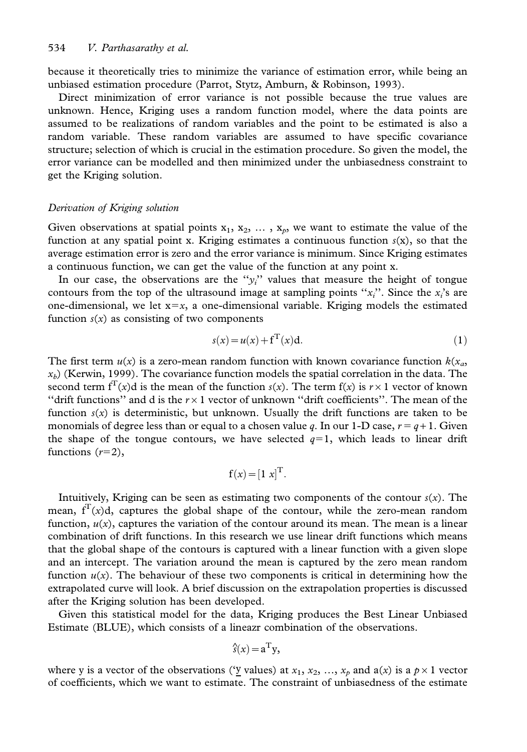because it theoretically tries to minimize the variance of estimation error, while being an unbiased estimation procedure (Parrot, Stytz, Amburn, & Robinson, 1993).

Direct minimization of error variance is not possible because the true values are unknown. Hence, Kriging uses a random function model, where the data points are assumed to be realizations of random variables and the point to be estimated is also a random variable. These random variables are assumed to have specific covariance structure; selection of which is crucial in the estimation procedure. So given the model, the error variance can be modelled and then minimized under the unbiasedness constraint to get the Kriging solution.

### *Derivation of Kriging solution*

Given observations at spatial points $\mathrm{x}_1, \mathrm{x}_2, \ldots, \mathrm{x}_p$, we want to estimate the value of the function at any spatial point x. Kriging estimates a continuous function $s(\mathrm{x})$, so that the average estimation error is zero and the error variance is minimum. Since Kriging estimates a continuous function, we can get the value of the function at any point x.

In our case, the observations are the "$y_i$" values that measure the height of tongue contours from the top of the ultrasound image at sampling points "$x_i$". Since the $x_i$'s are one-dimensional, we let $\mathrm{x}=x$, a one-dimensional variable. Kriging models the estimated function $s(x)$ as consisting of two components

$$s(x) = u(x) + \mathrm{f}^{\mathrm{T}}(x)\mathrm{d}. \tag{1}$$

The first term $u(x)$ is a zero-mean random function with known covariance function $k(x_a, x_b)$ (Kerwin, 1999). The covariance function models the spatial correlation in the data. The second term $\mathrm{f}^{\mathrm{T}}(x)\mathrm{d}$ is the mean of the function $s(x)$. The term $\mathrm{f}(x)$ is $r \times 1$ vector of known "drift functions" and d is the $r \times 1$ vector of unknown "drift coefficients". The mean of the function $s(x)$ is deterministic, but unknown. Usually the drift functions are taken to be monomials of degree less than or equal to a chosen value $q$. In our 1-D case, $r = q + 1$. Given the shape of the tongue contours, we have selected $q=1$, which leads to linear drift functions ($r=2$),

$$\mathrm{f}(x) = [1 \ x]^{\mathrm{T}}.$$

Intuitively, Kriging can be seen as estimating two components of the contour $s(x)$. The mean, $\mathrm{f}^{\mathrm{T}}(x)\mathrm{d}$, captures the global shape of the contour, while the zero-mean random function, $u(x)$, captures the variation of the contour around its mean. The mean is a linear combination of drift functions. In this research we use linear drift functions which means that the global shape of the contours is captured with a linear function with a given slope and an intercept. The variation around the mean is captured by the zero mean random function $u(x)$. The behaviour of these two components is critical in determining how the extrapolated curve will look. A brief discussion on the extrapolation properties is discussed after the Kriging solution has been developed.

Given this statistical model for the data, Kriging produces the Best Linear Unbiased Estimate (BLUE), which consists of a lineazr combination of the observations.

$$\hat{s}(x) = \mathrm{a}^{\mathrm{T}}\mathrm{y},$$

where y is a vector of the observations ('y values) at $x_1, x_2, \ldots, x_p$ and $\mathrm{a}(x)$ is a $p \times 1$ vector of coefficients, which we want to estimate. The constraint of unbiasedness of the estimate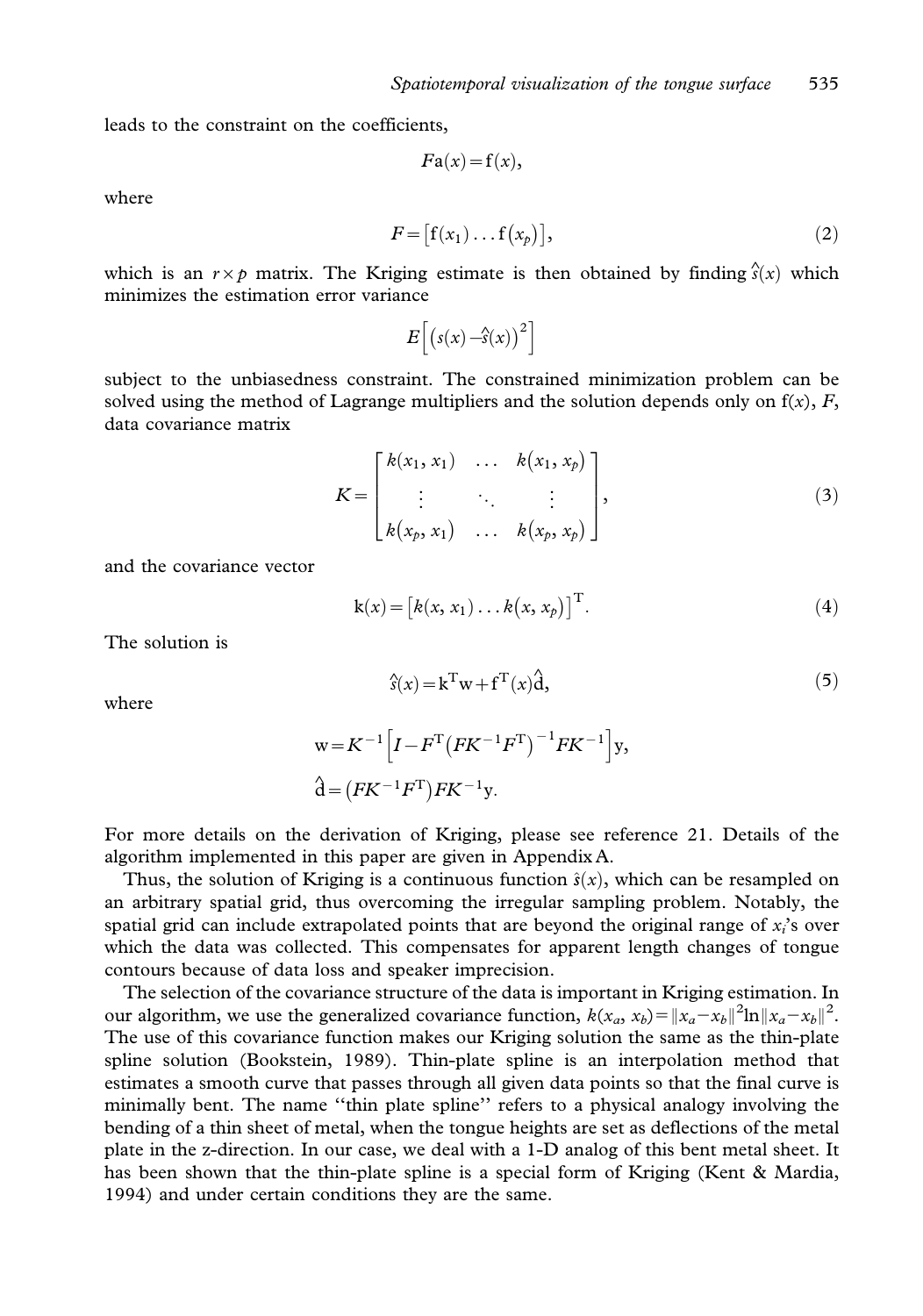leads to the constraint on the coefficients,

$$F\mathrm{a}(x) = \mathrm{f}(x),$$

where

$$F = \left[\mathrm{f}(x_1) \ldots \mathrm{f}(x_p)\right], \tag{2}$$

which is an $r \times p$ matrix. The Kriging estimate is then obtained by finding $\hat{s}(x)$ which minimizes the estimation error variance

$$E\left[\left(s(x) - \hat{s}(x)\right)^2\right]$$

subject to the unbiasedness constraint. The constrained minimization problem can be solved using the method of Lagrange multipliers and the solution depends only on $\mathrm{f}(x)$, $F$, data covariance matrix

$$K = \begin{bmatrix} k(x_1, x_1) & \ldots & k(x_1, x_p) \\ \vdots & \ddots & \vdots \\ k(x_p, x_1) & \ldots & k(x_p, x_p) \end{bmatrix}, \tag{3}$$

and the covariance vector

$$\mathrm{k}(x) = \left[k(x, x_1) \ldots k(x, x_p)\right]^{\mathrm{T}}. \tag{4}$$

The solution is

$$\hat{s}(x) = \mathrm{k}^{\mathrm{T}}\mathrm{w} + \mathrm{f}^{\mathrm{T}}(x)\hat{\mathrm{d}}, \tag{5}$$

where

$$\mathrm{w} = K^{-1}\left[I - F^{\mathrm{T}}\left(FK^{-1}F^{\mathrm{T}}\right)^{-1}FK^{-1}\right]\mathrm{y},$$

$$\hat{\mathrm{d}} = \left(FK^{-1}F^{\mathrm{T}}\right)FK^{-1}\mathrm{y}.$$

For more details on the derivation of Kriging, please see reference 21. Details of the algorithm implemented in this paper are given in Appendix A.

Thus, the solution of Kriging is a continuous function $\hat{s}(x)$, which can be resampled on an arbitrary spatial grid, thus overcoming the irregular sampling problem. Notably, the spatial grid can include extrapolated points that are beyond the original range of $x_i$'s over which the data was collected. This compensates for apparent length changes of tongue contours because of data loss and speaker imprecision.

The selection of the covariance structure of the data is important in Kriging estimation. In our algorithm, we use the generalized covariance function, $k(x_a, x_b) = \|x_a - x_b\|^2 \ln\|x_a - x_b\|^2$. The use of this covariance function makes our Kriging solution the same as the thin-plate spline solution (Bookstein, 1989). Thin-plate spline is an interpolation method that estimates a smooth curve that passes through all given data points so that the final curve is minimally bent. The name "thin plate spline" refers to a physical analogy involving the bending of a thin sheet of metal, when the tongue heights are set as deflections of the metal plate in the z-direction. In our case, we deal with a 1-D analog of this bent metal sheet. It has been shown that the thin-plate spline is a special form of Kriging (Kent & Mardia, 1994) and under certain conditions they are the same.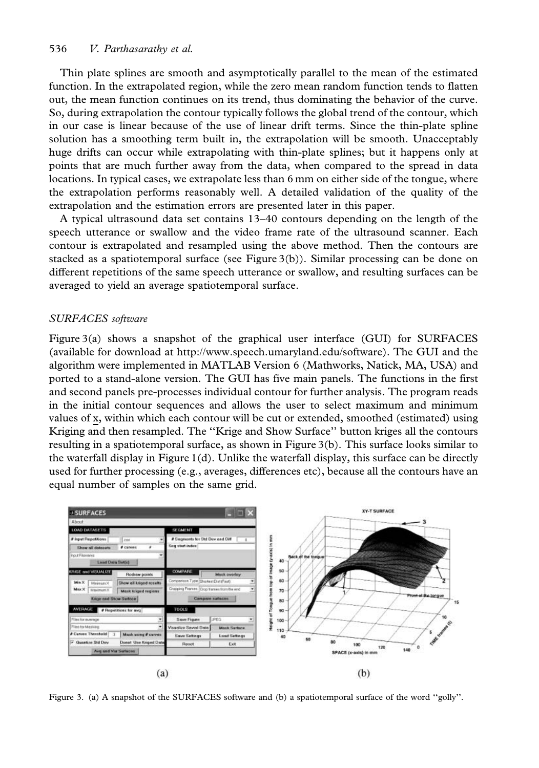Thin plate splines are smooth and asymptotically parallel to the mean of the estimated function. In the extrapolated region, while the zero mean random function tends to flatten out, the mean function continues on its trend, thus dominating the behavior of the curve. So, during extrapolation the contour typically follows the global trend of the contour, which in our case is linear because of the use of linear drift terms. Since the thin-plate spline solution has a smoothing term built in, the extrapolation will be smooth. Unacceptably huge drifts can occur while extrapolating with thin-plate splines; but it happens only at points that are much further away from the data, when compared to the spread in data locations. In typical cases, we extrapolate less than 6 mm on either side of the tongue, where the extrapolation performs reasonably well. A detailed validation of the quality of the extrapolation and the estimation errors are presented later in this paper.

A typical ultrasound data set contains 13–40 contours depending on the length of the speech utterance or swallow and the video frame rate of the ultrasound scanner. Each contour is extrapolated and resampled using the above method. Then the contours are stacked as a spatiotemporal surface (see Figure 3(b)). Similar processing can be done on different repetitions of the same speech utterance or swallow, and resulting surfaces can be averaged to yield an average spatiotemporal surface.

### *SURFACES software*

Figure 3(a) shows a snapshot of the graphical user interface (GUI) for SURFACES (available for download at http://www.speech.umaryland.edu/software). The GUI and the algorithm were implemented in MATLAB Version 6 (Mathworks, Natick, MA, USA) and ported to a stand-alone version. The GUI has five main panels. The functions in the first and second panels pre-processes individual contour for further analysis. The program reads in the initial contour sequences and allows the user to select maximum and minimum values of $\underline{x}$, within which each contour will be cut or extended, smoothed (estimated) using Kriging and then resampled. The ''Krige and Show Surface'' button kriges all the contours resulting in a spatiotemporal surface, as shown in Figure 3(b). This surface looks similar to the waterfall display in Figure 1(d). Unlike the waterfall display, this surface can be directly used for further processing (e.g., averages, differences etc), because all the contours have an equal number of samples on the same grid.

(a) (b)

Figure 3. (a) A snapshot of the SURFACES software and (b) a spatiotemporal surface of the word ''golly''.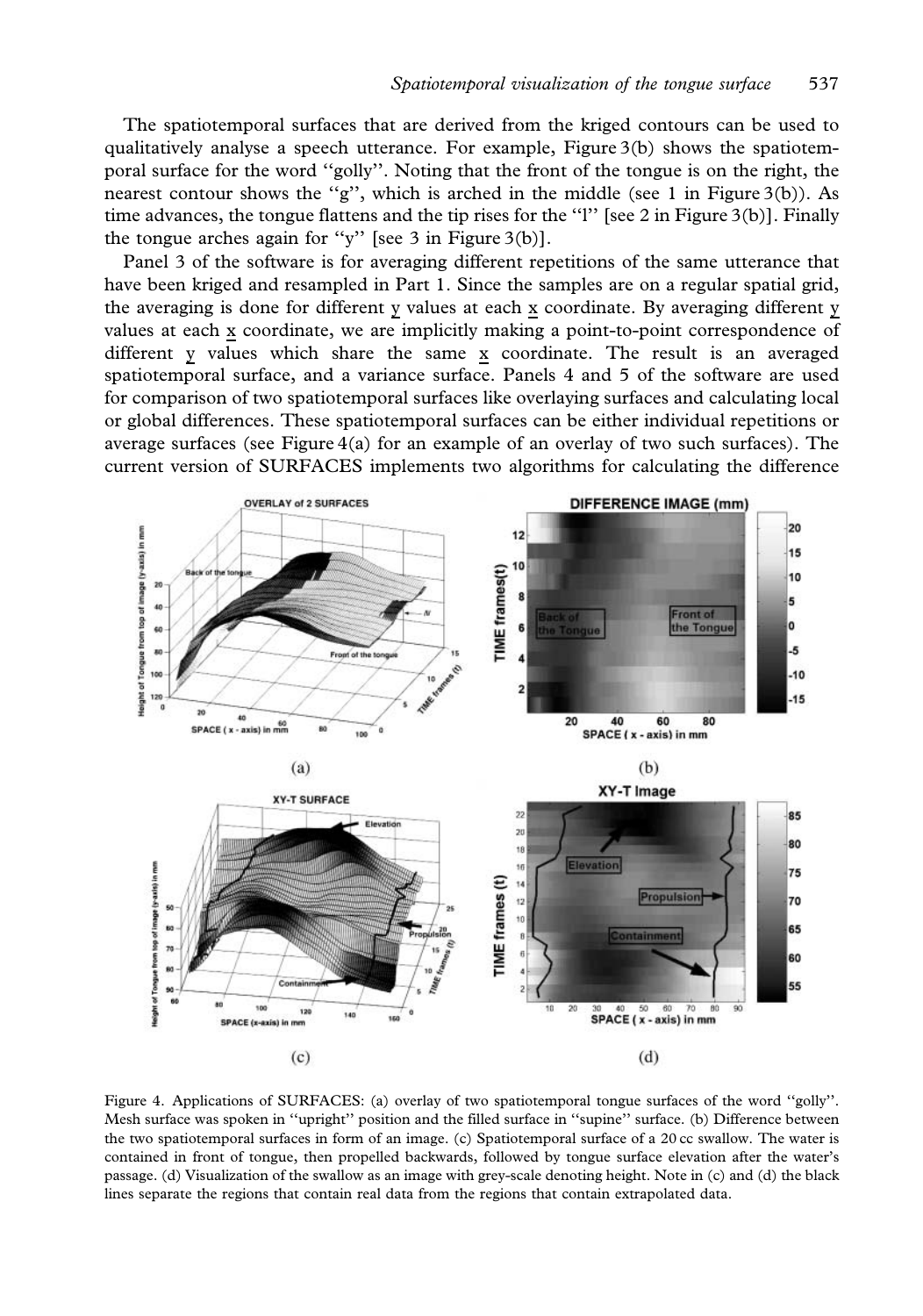The spatiotemporal surfaces that are derived from the kriged contours can be used to qualitatively analyse a speech utterance. For example, Figure 3(b) shows the spatiotemporal surface for the word "golly". Noting that the front of the tongue is on the right, the nearest contour shows the "g", which is arched in the middle (see 1 in Figure 3(b)). As time advances, the tongue flattens and the tip rises for the "l" [see 2 in Figure 3(b)]. Finally the tongue arches again for "y" [see 3 in Figure 3(b)].

Panel 3 of the software is for averaging different repetitions of the same utterance that have been kriged and resampled in Part 1. Since the samples are on a regular spatial grid, the averaging is done for different $\underline{y}$ values at each $\underline{x}$ coordinate. By averaging different $\underline{y}$ values at each $\underline{x}$ coordinate, we are implicitly making a point-to-point correspondence of different $\underline{y}$ values which share the same $\underline{x}$ coordinate. The result is an averaged spatiotemporal surface, and a variance surface. Panels 4 and 5 of the software are used for comparison of two spatiotemporal surfaces like overlaying surfaces and calculating local or global differences. These spatiotemporal surfaces can be either individual repetitions or average surfaces (see Figure 4(a) for an example of an overlay of two such surfaces). The current version of SURFACES implements two algorithms for calculating the difference

Figure 4. Applications of SURFACES: (a) overlay of two spatiotemporal tongue surfaces of the word "golly". Mesh surface was spoken in "upright" position and the filled surface in "supine" surface. (b) Difference between the two spatiotemporal surfaces in form of an image. (c) Spatiotemporal surface of a 20 cc swallow. The water is contained in front of tongue, then propelled backwards, followed by tongue surface elevation after the water's passage. (d) Visualization of the swallow as an image with grey-scale denoting height. Note in (c) and (d) the black lines separate the regions that contain real data from the regions that contain extrapolated data.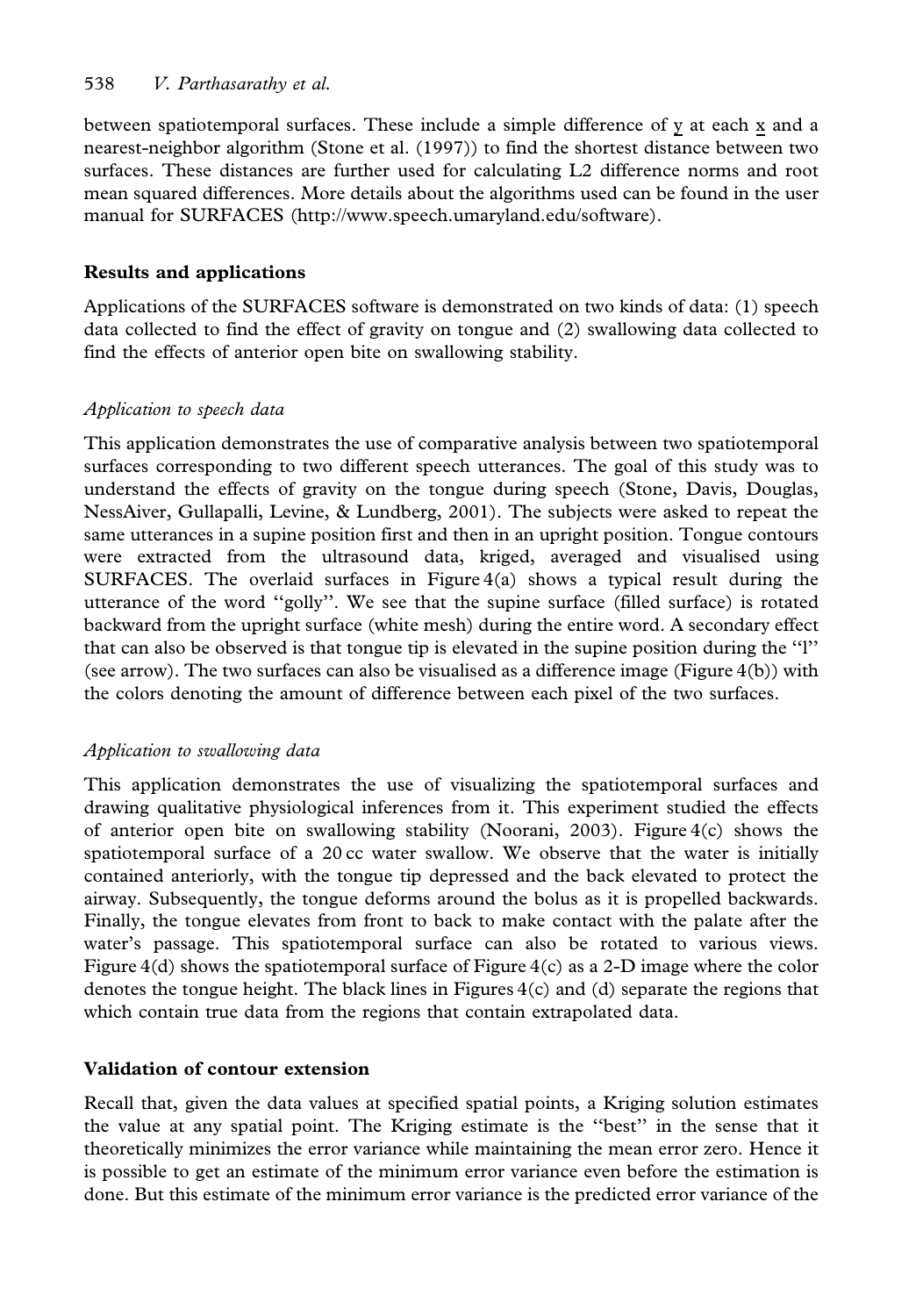between spatiotemporal surfaces. These include a simple difference of $\underline{y}$ at each $\underline{x}$ and a nearest-neighbor algorithm (Stone et al. (1997)) to find the shortest distance between two surfaces. These distances are further used for calculating L2 difference norms and root mean squared differences. More details about the algorithms used can be found in the user manual for SURFACES (http://www.speech.umaryland.edu/software).

## Results and applications

Applications of the SURFACES software is demonstrated on two kinds of data: (1) speech data collected to find the effect of gravity on tongue and (2) swallowing data collected to find the effects of anterior open bite on swallowing stability.

### *Application to speech data*

This application demonstrates the use of comparative analysis between two spatiotemporal surfaces corresponding to two different speech utterances. The goal of this study was to understand the effects of gravity on the tongue during speech (Stone, Davis, Douglas, NessAiver, Gullapalli, Levine, & Lundberg, 2001). The subjects were asked to repeat the same utterances in a supine position first and then in an upright position. Tongue contours were extracted from the ultrasound data, kriged, averaged and visualised using SURFACES. The overlaid surfaces in Figure 4(a) shows a typical result during the utterance of the word ''golly''. We see that the supine surface (filled surface) is rotated backward from the upright surface (white mesh) during the entire word. A secondary effect that can also be observed is that tongue tip is elevated in the supine position during the ''l'' (see arrow). The two surfaces can also be visualised as a difference image (Figure 4(b)) with the colors denoting the amount of difference between each pixel of the two surfaces.

### *Application to swallowing data*

This application demonstrates the use of visualizing the spatiotemporal surfaces and drawing qualitative physiological inferences from it. This experiment studied the effects of anterior open bite on swallowing stability (Noorani, 2003). Figure 4(c) shows the spatiotemporal surface of a 20 cc water swallow. We observe that the water is initially contained anteriorly, with the tongue tip depressed and the back elevated to protect the airway. Subsequently, the tongue deforms around the bolus as it is propelled backwards. Finally, the tongue elevates from front to back to make contact with the palate after the water's passage. This spatiotemporal surface can also be rotated to various views. Figure 4(d) shows the spatiotemporal surface of Figure 4(c) as a 2-D image where the color denotes the tongue height. The black lines in Figures 4(c) and (d) separate the regions that which contain true data from the regions that contain extrapolated data.

## Validation of contour extension

Recall that, given the data values at specified spatial points, a Kriging solution estimates the value at any spatial point. The Kriging estimate is the ''best'' in the sense that it theoretically minimizes the error variance while maintaining the mean error zero. Hence it is possible to get an estimate of the minimum error variance even before the estimation is done. But this estimate of the minimum error variance is the predicted error variance of the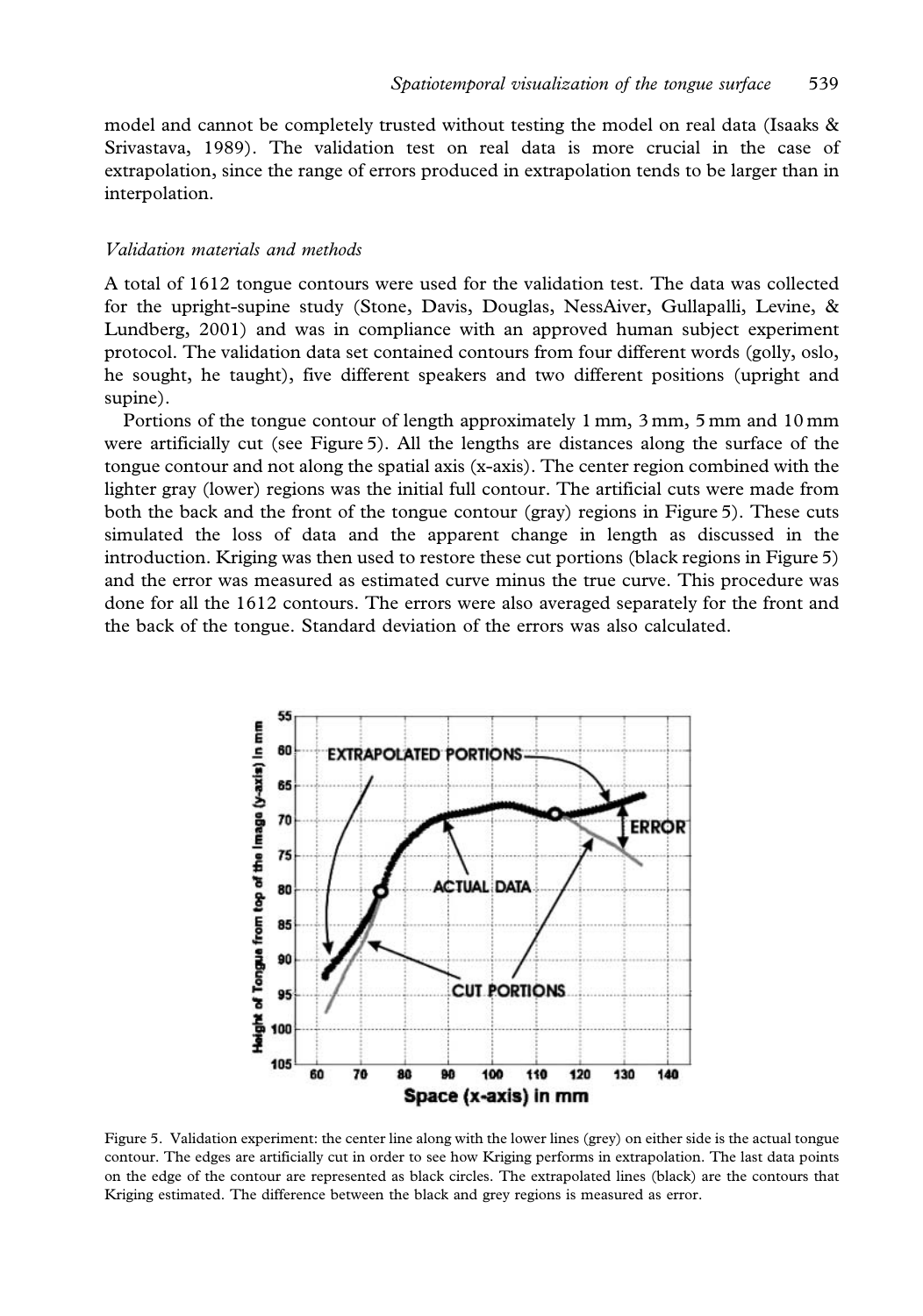model and cannot be completely trusted without testing the model on real data (Isaaks & Srivastava, 1989). The validation test on real data is more crucial in the case of extrapolation, since the range of errors produced in extrapolation tends to be larger than in interpolation.

### *Validation materials and methods*

A total of 1612 tongue contours were used for the validation test. The data was collected for the upright-supine study (Stone, Davis, Douglas, NessAiver, Gullapalli, Levine, & Lundberg, 2001) and was in compliance with an approved human subject experiment protocol. The validation data set contained contours from four different words (golly, oslo, he sought, he taught), five different speakers and two different positions (upright and supine).

Portions of the tongue contour of length approximately 1 mm, 3 mm, 5 mm and 10 mm were artificially cut (see Figure 5). All the lengths are distances along the surface of the tongue contour and not along the spatial axis (x-axis). The center region combined with the lighter gray (lower) regions was the initial full contour. The artificial cuts were made from both the back and the front of the tongue contour (gray) regions in Figure 5). These cuts simulated the loss of data and the apparent change in length as discussed in the introduction. Kriging was then used to restore these cut portions (black regions in Figure 5) and the error was measured as estimated curve minus the true curve. This procedure was done for all the 1612 contours. The errors were also averaged separately for the front and the back of the tongue. Standard deviation of the errors was also calculated.

Figure 5. Validation experiment: the center line along with the lower lines (grey) on either side is the actual tongue contour. The edges are artificially cut in order to see how Kriging performs in extrapolation. The last data points on the edge of the contour are represented as black circles. The extrapolated lines (black) are the contours that Kriging estimated. The difference between the black and grey regions is measured as error.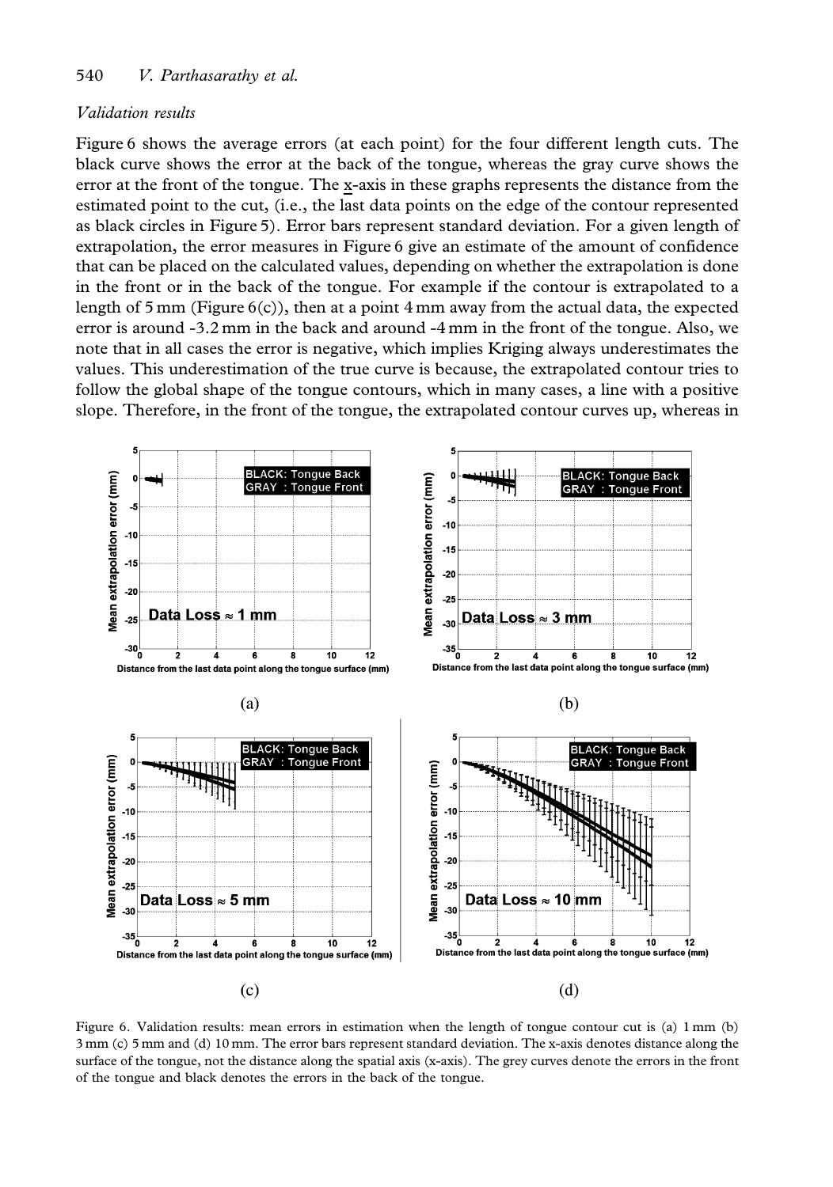*Validation results*

Figure 6 shows the average errors (at each point) for the four different length cuts. The black curve shows the error at the back of the tongue, whereas the gray curve shows the error at the front of the tongue. The x-axis in these graphs represents the distance from the estimated point to the cut, (i.e., the last data points on the edge of the contour represented as black circles in Figure 5). Error bars represent standard deviation. For a given length of extrapolation, the error measures in Figure 6 give an estimate of the amount of confidence that can be placed on the calculated values, depending on whether the extrapolation is done in the front or in the back of the tongue. For example if the contour is extrapolated to a length of 5 mm (Figure 6(c)), then at a point 4 mm away from the actual data, the expected error is around -3.2 mm in the back and around -4 mm in the front of the tongue. Also, we note that in all cases the error is negative, which implies Kriging always underestimates the values. This underestimation of the true curve is because, the extrapolated contour tries to follow the global shape of the tongue contours, which in many cases, a line with a positive slope. Therefore, in the front of the tongue, the extrapolated contour curves up, whereas in

Figure 6. Validation results: mean errors in estimation when the length of tongue contour cut is (a) 1 mm (b) 3 mm (c) 5 mm and (d) 10 mm. The error bars represent standard deviation. The x-axis denotes distance along the surface of the tongue, not the distance along the spatial axis (x-axis). The grey curves denote the errors in the front of the tongue and black denotes the errors in the back of the tongue.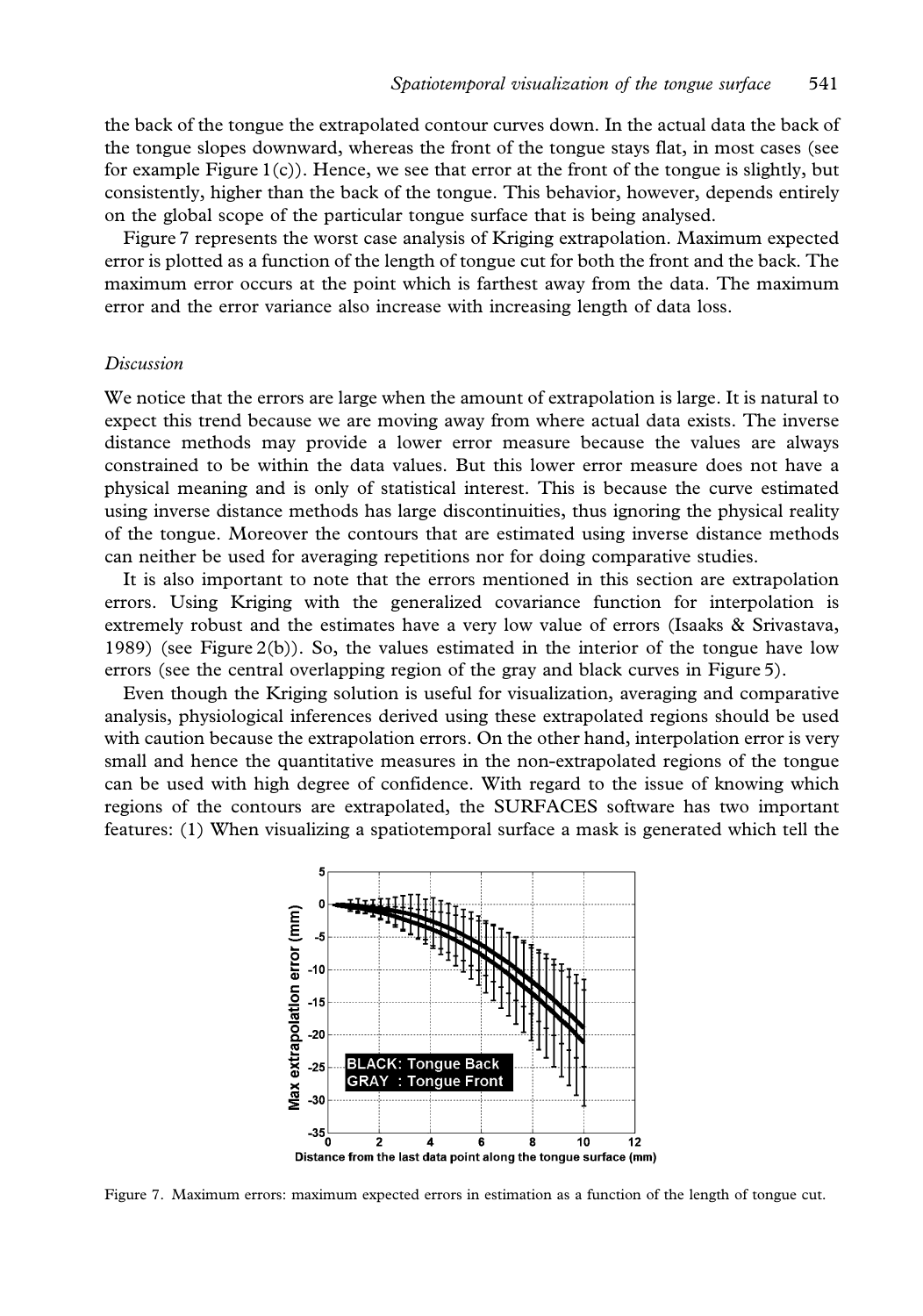the back of the tongue the extrapolated contour curves down. In the actual data the back of the tongue slopes downward, whereas the front of the tongue stays flat, in most cases (see for example Figure 1(c)). Hence, we see that error at the front of the tongue is slightly, but consistently, higher than the back of the tongue. This behavior, however, depends entirely on the global scope of the particular tongue surface that is being analysed.

Figure 7 represents the worst case analysis of Kriging extrapolation. Maximum expected error is plotted as a function of the length of tongue cut for both the front and the back. The maximum error occurs at the point which is farthest away from the data. The maximum error and the error variance also increase with increasing length of data loss.

### *Discussion*

We notice that the errors are large when the amount of extrapolation is large. It is natural to expect this trend because we are moving away from where actual data exists. The inverse distance methods may provide a lower error measure because the values are always constrained to be within the data values. But this lower error measure does not have a physical meaning and is only of statistical interest. This is because the curve estimated using inverse distance methods has large discontinuities, thus ignoring the physical reality of the tongue. Moreover the contours that are estimated using inverse distance methods can neither be used for averaging repetitions nor for doing comparative studies.

It is also important to note that the errors mentioned in this section are extrapolation errors. Using Kriging with the generalized covariance function for interpolation is extremely robust and the estimates have a very low value of errors (Isaaks & Srivastava, 1989) (see Figure 2(b)). So, the values estimated in the interior of the tongue have low errors (see the central overlapping region of the gray and black curves in Figure 5).

Even though the Kriging solution is useful for visualization, averaging and comparative analysis, physiological inferences derived using these extrapolated regions should be used with caution because the extrapolation errors. On the other hand, interpolation error is very small and hence the quantitative measures in the non-extrapolated regions of the tongue can be used with high degree of confidence. With regard to the issue of knowing which regions of the contours are extrapolated, the SURFACES software has two important features: (1) When visualizing a spatiotemporal surface a mask is generated which tell the

Figure 7. Maximum errors: maximum expected errors in estimation as a function of the length of tongue cut.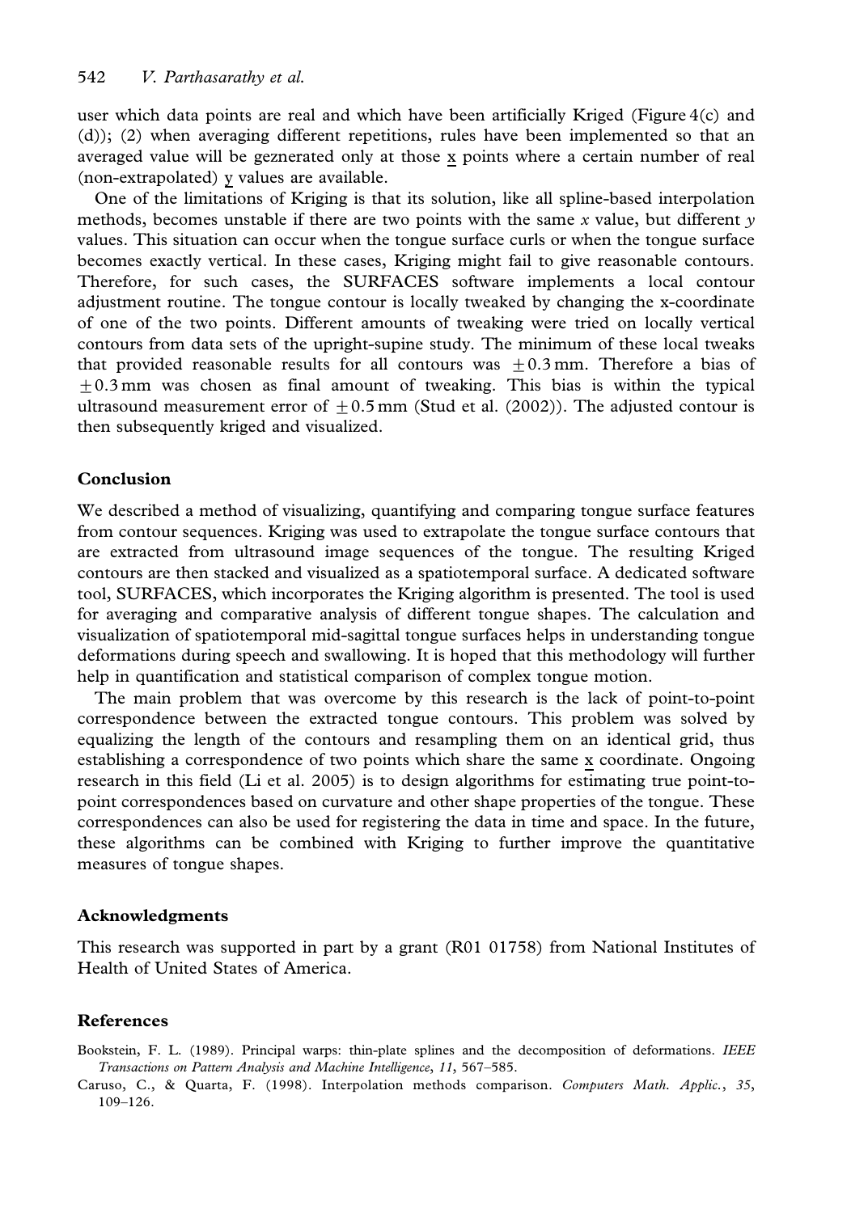user which data points are real and which have been artificially Kriged (Figure 4(c) and (d)); (2) when averaging different repetitions, rules have been implemented so that an averaged value will be geznerated only at those $\underline{x}$ points where a certain number of real (non-extrapolated) $\underline{y}$ values are available.

One of the limitations of Kriging is that its solution, like all spline-based interpolation methods, becomes unstable if there are two points with the same $x$ value, but different $y$ values. This situation can occur when the tongue surface curls or when the tongue surface becomes exactly vertical. In these cases, Kriging might fail to give reasonable contours. Therefore, for such cases, the SURFACES software implements a local contour adjustment routine. The tongue contour is locally tweaked by changing the x-coordinate of one of the two points. Different amounts of tweaking were tried on locally vertical contours from data sets of the upright-supine study. The minimum of these local tweaks that provided reasonable results for all contours was $\pm 0.3$ mm. Therefore a bias of $\pm 0.3$ mm was chosen as final amount of tweaking. This bias is within the typical ultrasound measurement error of $\pm 0.5$ mm (Stud et al. (2002)). The adjusted contour is then subsequently kriged and visualized.

## Conclusion

We described a method of visualizing, quantifying and comparing tongue surface features from contour sequences. Kriging was used to extrapolate the tongue surface contours that are extracted from ultrasound image sequences of the tongue. The resulting Kriged contours are then stacked and visualized as a spatiotemporal surface. A dedicated software tool, SURFACES, which incorporates the Kriging algorithm is presented. The tool is used for averaging and comparative analysis of different tongue shapes. The calculation and visualization of spatiotemporal mid-sagittal tongue surfaces helps in understanding tongue deformations during speech and swallowing. It is hoped that this methodology will further help in quantification and statistical comparison of complex tongue motion.

The main problem that was overcome by this research is the lack of point-to-point correspondence between the extracted tongue contours. This problem was solved by equalizing the length of the contours and resampling them on an identical grid, thus establishing a correspondence of two points which share the same $\underline{x}$ coordinate. Ongoing research in this field (Li et al. 2005) is to design algorithms for estimating true point-to-point correspondences based on curvature and other shape properties of the tongue. These correspondences can also be used for registering the data in time and space. In the future, these algorithms can be combined with Kriging to further improve the quantitative measures of tongue shapes.

## Acknowledgments

This research was supported in part by a grant (R01 01758) from National Institutes of Health of United States of America.

## References

Bookstein, F. L. (1989). Principal warps: thin-plate splines and the decomposition of deformations. *IEEE Transactions on Pattern Analysis and Machine Intelligence*, *11*, 567–585.

Caruso, C., & Quarta, F. (1998). Interpolation methods comparison. *Computers Math. Applic.*, *35*, 109–126.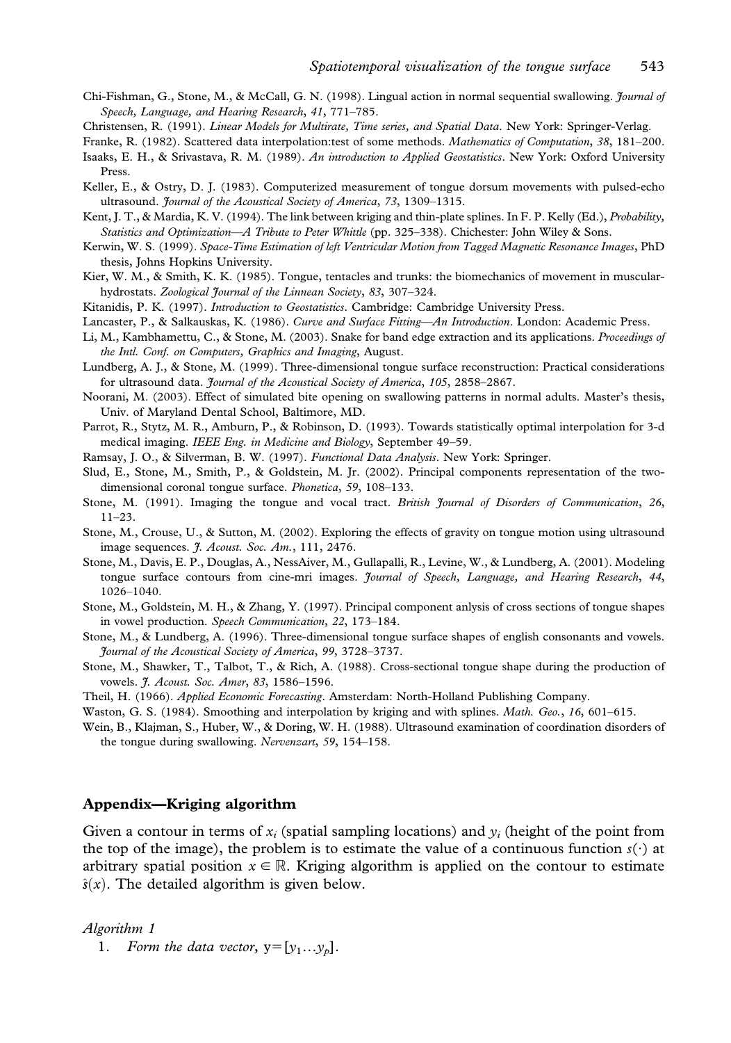Chi-Fishman, G., Stone, M., & McCall, G. N. (1998). Lingual action in normal sequential swallowing. *Journal of Speech, Language, and Hearing Research*, *41*, 771–785.

Christensen, R. (1991). *Linear Models for Multirate, Time series, and Spatial Data*. New York: Springer-Verlag.

Franke, R. (1982). Scattered data interpolation:test of some methods. *Mathematics of Computation*, *38*, 181–200.

Isaaks, E. H., & Srivastava, R. M. (1989). *An introduction to Applied Geostatistics*. New York: Oxford University Press.

Keller, E., & Ostry, D. J. (1983). Computerized measurement of tongue dorsum movements with pulsed-echo ultrasound. *Journal of the Acoustical Society of America*, *73*, 1309–1315.

Kent, J. T., & Mardia, K. V. (1994). The link between kriging and thin-plate splines. In F. P. Kelly (Ed.), *Probability, Statistics and Optimization—A Tribute to Peter Whittle* (pp. 325–338). Chichester: John Wiley & Sons.

Kerwin, W. S. (1999). *Space-Time Estimation of left Ventricular Motion from Tagged Magnetic Resonance Images*, PhD thesis, Johns Hopkins University.

Kier, W. M., & Smith, K. K. (1985). Tongue, tentacles and trunks: the biomechanics of movement in muscular-hydrostats. *Zoological Journal of the Linnean Society*, *83*, 307–324.

Kitanidis, P. K. (1997). *Introduction to Geostatistics*. Cambridge: Cambridge University Press.

Lancaster, P., & Salkauskas, K. (1986). *Curve and Surface Fitting—An Introduction*. London: Academic Press.

Li, M., Kambhamettu, C., & Stone, M. (2003). Snake for band edge extraction and its applications. *Proceedings of the Intl. Conf. on Computers, Graphics and Imaging*, August.

Lundberg, A. J., & Stone, M. (1999). Three-dimensional tongue surface reconstruction: Practical considerations for ultrasound data. *Journal of the Acoustical Society of America*, *105*, 2858–2867.

Noorani, M. (2003). Effect of simulated bite opening on swallowing patterns in normal adults. Master's thesis, Univ. of Maryland Dental School, Baltimore, MD.

Parrot, R., Stytz, M. R., Amburn, P., & Robinson, D. (1993). Towards statistically optimal interpolation for 3-d medical imaging. *IEEE Eng. in Medicine and Biology*, September 49–59.

Ramsay, J. O., & Silverman, B. W. (1997). *Functional Data Analysis*. New York: Springer.

Slud, E., Stone, M., Smith, P., & Goldstein, M. Jr. (2002). Principal components representation of the two-dimensional coronal tongue surface. *Phonetica*, *59*, 108–133.

Stone, M. (1991). Imaging the tongue and vocal tract. *British Journal of Disorders of Communication*, *26*, 11–23.

Stone, M., Crouse, U., & Sutton, M. (2002). Exploring the effects of gravity on tongue motion using ultrasound image sequences. *J. Acoust. Soc. Am.*, 111, 2476.

Stone, M., Davis, E. P., Douglas, A., NessAiver, M., Gullapalli, R., Levine, W., & Lundberg, A. (2001). Modeling tongue surface contours from cine-mri images. *Journal of Speech, Language, and Hearing Research*, *44*, 1026–1040.

Stone, M., Goldstein, M. H., & Zhang, Y. (1997). Principal component anlysis of cross sections of tongue shapes in vowel production. *Speech Communication*, *22*, 173–184.

Stone, M., & Lundberg, A. (1996). Three-dimensional tongue surface shapes of english consonants and vowels. *Journal of the Acoustical Society of America*, *99*, 3728–3737.

Stone, M., Shawker, T., Talbot, T., & Rich, A. (1988). Cross-sectional tongue shape during the production of vowels. *J. Acoust. Soc. Amer*, *83*, 1586–1596.

Theil, H. (1966). *Applied Economic Forecasting*. Amsterdam: North-Holland Publishing Company.

Waston, G. S. (1984). Smoothing and interpolation by kriging and with splines. *Math. Geo.*, *16*, 601–615.

Wein, B., Klajman, S., Huber, W., & Doring, W. H. (1988). Ultrasound examination of coordination disorders of the tongue during swallowing. *Nervenzart*, *59*, 154–158.

## Appendix—Kriging algorithm

Given a contour in terms of $x_i$ (spatial sampling locations) and $y_i$ (height of the point from the top of the image), the problem is to estimate the value of a continuous function $s(\cdot)$ at arbitrary spatial position $x \in \mathbb{R}$. Kriging algorithm is applied on the contour to estimate $\hat{s}(x)$. The detailed algorithm is given below.

*Algorithm 1*

1. *Form the data vector,* $\mathrm{y} = [y_1 \ldots y_p]$.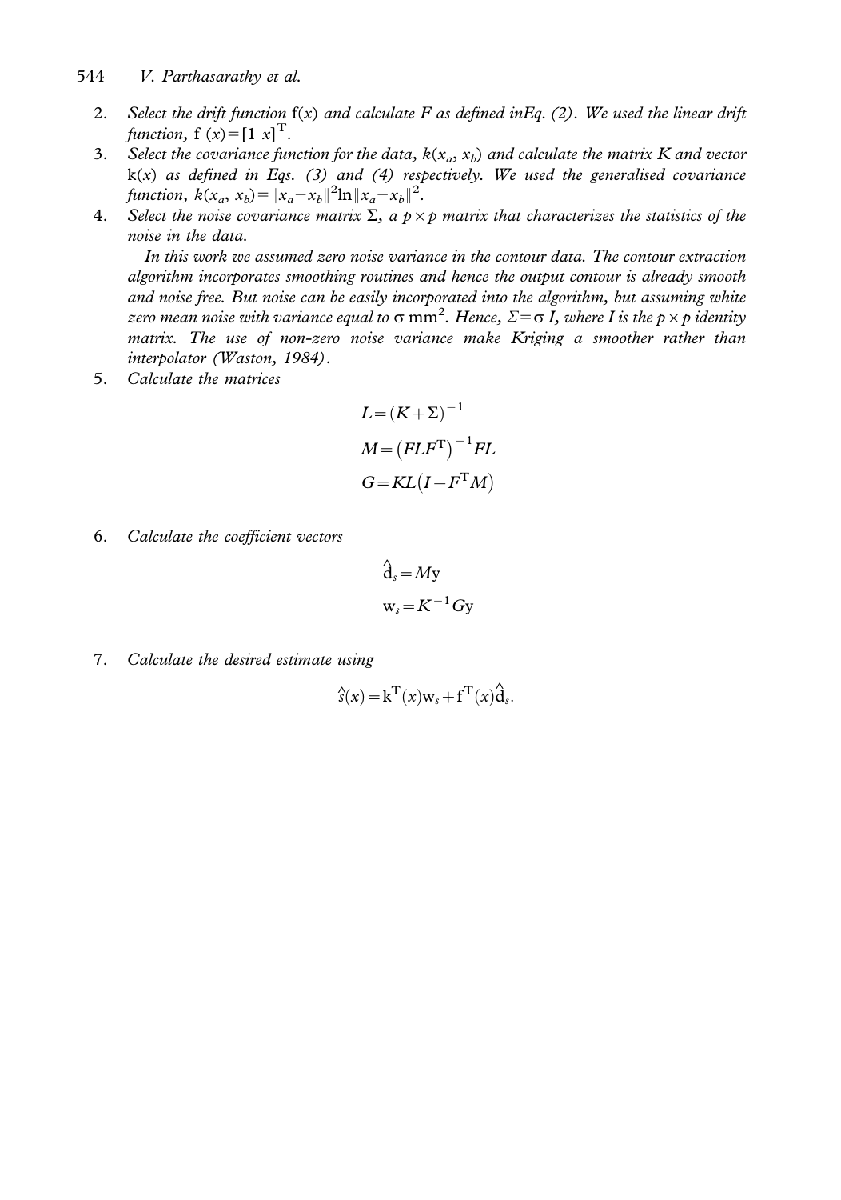2. *Select the drift function* $\mathrm{f}(x)$ *and calculate* $F$ *as defined inEq. (2). We used the linear drift function,* $\mathrm{f}\ (x)=[1\ x]^{\mathrm{T}}$.
3. *Select the covariance function for the data,* $k(x_a, x_b)$ *and calculate the matrix* $K$ *and vector* $\mathrm{k}(x)$ *as defined in Eqs. (3) and (4) respectively. We used the generalised covariance function,* $k(x_a, x_b)=\|x_a-x_b\|^2\ln\|x_a-x_b\|^2$.
4. *Select the noise covariance matrix* $\Sigma$*, a* $p\times p$ *matrix that characterizes the statistics of the noise in the data.*

   *In this work we assumed zero noise variance in the contour data. The contour extraction algorithm incorporates smoothing routines and hence the output contour is already smooth and noise free. But noise can be easily incorporated into the algorithm, but assuming white zero mean noise with variance equal to* $\sigma$ mm$^2$*. Hence,* $\Sigma=\sigma I$*, where* $I$ *is the* $p\times p$ *identity matrix. The use of non-zero noise variance make Kriging a smoother rather than interpolator (Waston, 1984).*
5. *Calculate the matrices*

$$L=(K+\Sigma)^{-1}$$

$$M=\left(FLF^{\mathrm{T}}\right)^{-1}FL$$

$$G=KL\left(I-F^{\mathrm{T}}M\right)$$

6. *Calculate the coefficient vectors*

$$\hat{\mathrm{d}}_s=M\mathrm{y}$$

$$\mathrm{w}_s=K^{-1}G\mathrm{y}$$

7. *Calculate the desired estimate using*

$$\hat{s}(x)=\mathrm{k}^{\mathrm{T}}(x)\mathrm{w}_s+\mathrm{f}^{\mathrm{T}}(x)\hat{\mathrm{d}}_s.$$